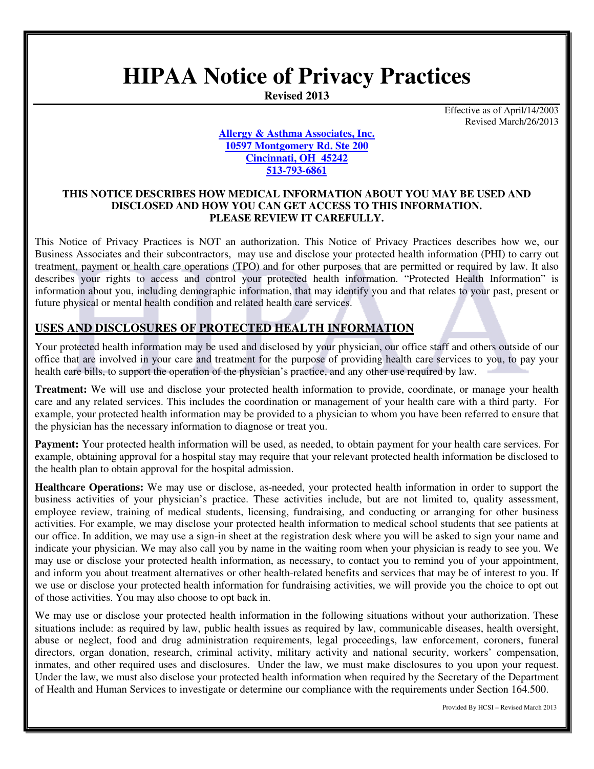# HIPAA Notice of Privacy Practices

**Revised 2013**

Effective as of April/14/2003
Revised March/26/2013

**Allergy & Asthma Associates, Inc.**
**10597 Montgomery Rd. Ste 200**
**Cincinnati, OH 45242**
**513-793-6861**

**THIS NOTICE DESCRIBES HOW MEDICAL INFORMATION ABOUT YOU MAY BE USED AND DISCLOSED AND HOW YOU CAN GET ACCESS TO THIS INFORMATION. PLEASE REVIEW IT CAREFULLY.**

This Notice of Privacy Practices is NOT an authorization. This Notice of Privacy Practices describes how we, our Business Associates and their subcontractors, may use and disclose your protected health information (PHI) to carry out treatment, payment or health care operations (TPO) and for other purposes that are permitted or required by law. It also describes your rights to access and control your protected health information. "Protected Health Information" is information about you, including demographic information, that may identify you and that relates to your past, present or future physical or mental health condition and related health care services.

## USES AND DISCLOSURES OF PROTECTED HEALTH INFORMATION

Your protected health information may be used and disclosed by your physician, our office staff and others outside of our office that are involved in your care and treatment for the purpose of providing health care services to you, to pay your health care bills, to support the operation of the physician's practice, and any other use required by law.

**Treatment:** We will use and disclose your protected health information to provide, coordinate, or manage your health care and any related services. This includes the coordination or management of your health care with a third party. For example, your protected health information may be provided to a physician to whom you have been referred to ensure that the physician has the necessary information to diagnose or treat you.

**Payment:** Your protected health information will be used, as needed, to obtain payment for your health care services. For example, obtaining approval for a hospital stay may require that your relevant protected health information be disclosed to the health plan to obtain approval for the hospital admission.

**Healthcare Operations:** We may use or disclose, as-needed, your protected health information in order to support the business activities of your physician's practice. These activities include, but are not limited to, quality assessment, employee review, training of medical students, licensing, fundraising, and conducting or arranging for other business activities. For example, we may disclose your protected health information to medical school students that see patients at our office. In addition, we may use a sign-in sheet at the registration desk where you will be asked to sign your name and indicate your physician. We may also call you by name in the waiting room when your physician is ready to see you. We may use or disclose your protected health information, as necessary, to contact you to remind you of your appointment, and inform you about treatment alternatives or other health-related benefits and services that may be of interest to you. If we use or disclose your protected health information for fundraising activities, we will provide you the choice to opt out of those activities. You may also choose to opt back in.

We may use or disclose your protected health information in the following situations without your authorization. These situations include: as required by law, public health issues as required by law, communicable diseases, health oversight, abuse or neglect, food and drug administration requirements, legal proceedings, law enforcement, coroners, funeral directors, organ donation, research, criminal activity, military activity and national security, workers' compensation, inmates, and other required uses and disclosures. Under the law, we must make disclosures to you upon your request. Under the law, we must also disclose your protected health information when required by the Secretary of the Department of Health and Human Services to investigate or determine our compliance with the requirements under Section 164.500.

Provided By HCSI – Revised March 2013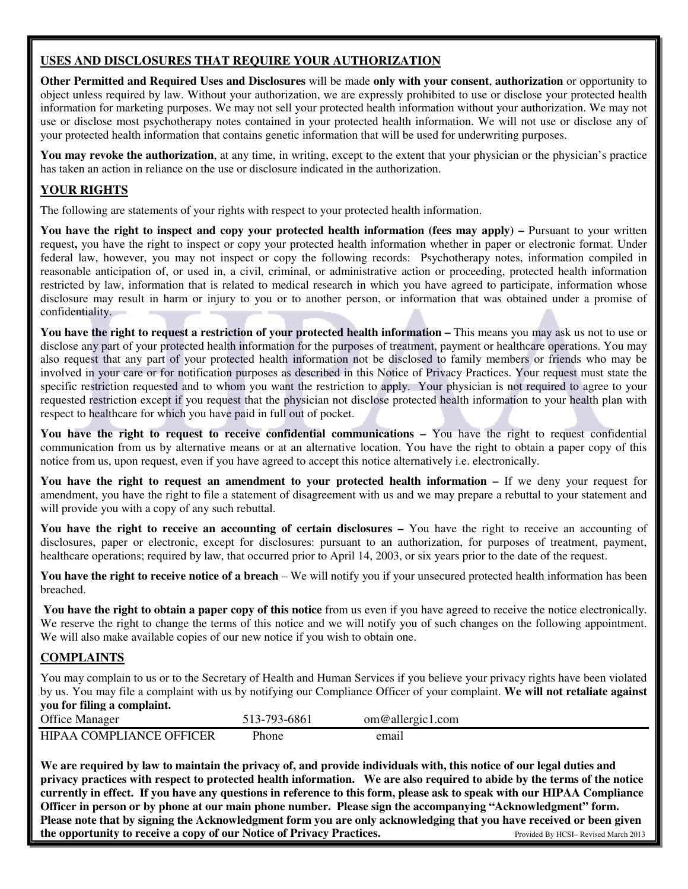## USES AND DISCLOSURES THAT REQUIRE YOUR AUTHORIZATION

**Other Permitted and Required Uses and Disclosures** will be made **only with your consent**, **authorization** or opportunity to object unless required by law. Without your authorization, we are expressly prohibited to use or disclose your protected health information for marketing purposes. We may not sell your protected health information without your authorization. We may not use or disclose most psychotherapy notes contained in your protected health information. We will not use or disclose any of your protected health information that contains genetic information that will be used for underwriting purposes.

**You may revoke the authorization**, at any time, in writing, except to the extent that your physician or the physician's practice has taken an action in reliance on the use or disclosure indicated in the authorization.

## YOUR RIGHTS

The following are statements of your rights with respect to your protected health information.

**You have the right to inspect and copy your protected health information (fees may apply) –** Pursuant to your written request**,** you have the right to inspect or copy your protected health information whether in paper or electronic format. Under federal law, however, you may not inspect or copy the following records: Psychotherapy notes, information compiled in reasonable anticipation of, or used in, a civil, criminal, or administrative action or proceeding, protected health information restricted by law, information that is related to medical research in which you have agreed to participate, information whose disclosure may result in harm or injury to you or to another person, or information that was obtained under a promise of confidentiality.

**You have the right to request a restriction of your protected health information –** This means you may ask us not to use or disclose any part of your protected health information for the purposes of treatment, payment or healthcare operations. You may also request that any part of your protected health information not be disclosed to family members or friends who may be involved in your care or for notification purposes as described in this Notice of Privacy Practices. Your request must state the specific restriction requested and to whom you want the restriction to apply. Your physician is not required to agree to your requested restriction except if you request that the physician not disclose protected health information to your health plan with respect to healthcare for which you have paid in full out of pocket.

**You have the right to request to receive confidential communications –** You have the right to request confidential communication from us by alternative means or at an alternative location. You have the right to obtain a paper copy of this notice from us, upon request, even if you have agreed to accept this notice alternatively i.e. electronically.

**You have the right to request an amendment to your protected health information –** If we deny your request for amendment, you have the right to file a statement of disagreement with us and we may prepare a rebuttal to your statement and will provide you with a copy of any such rebuttal.

**You have the right to receive an accounting of certain disclosures –** You have the right to receive an accounting of disclosures, paper or electronic, except for disclosures: pursuant to an authorization, for purposes of treatment, payment, healthcare operations; required by law, that occurred prior to April 14, 2003, or six years prior to the date of the request.

**You have the right to receive notice of a breach** – We will notify you if your unsecured protected health information has been breached.

**You have the right to obtain a paper copy of this notice** from us even if you have agreed to receive the notice electronically. We reserve the right to change the terms of this notice and we will notify you of such changes on the following appointment. We will also make available copies of our new notice if you wish to obtain one.

## COMPLAINTS

You may complain to us or to the Secretary of Health and Human Services if you believe your privacy rights have been violated by us. You may file a complaint with us by notifying our Compliance Officer of your complaint. **We will not retaliate against you for filing a complaint.**

| | | |
|---|---|---|
| Office Manager | 513-793-6861 | om@allergic1.com |
| HIPAA COMPLIANCE OFFICER | Phone | email |

**We are required by law to maintain the privacy of, and provide individuals with, this notice of our legal duties and privacy practices with respect to protected health information. We are also required to abide by the terms of the notice currently in effect. If you have any questions in reference to this form, please ask to speak with our HIPAA Compliance Officer in person or by phone at our main phone number. Please sign the accompanying "Acknowledgment" form. Please note that by signing the Acknowledgment form you are only acknowledging that you have received or been given the opportunity to receive a copy of our Notice of Privacy Practices.**

Provided By HCSI– Revised March 2013